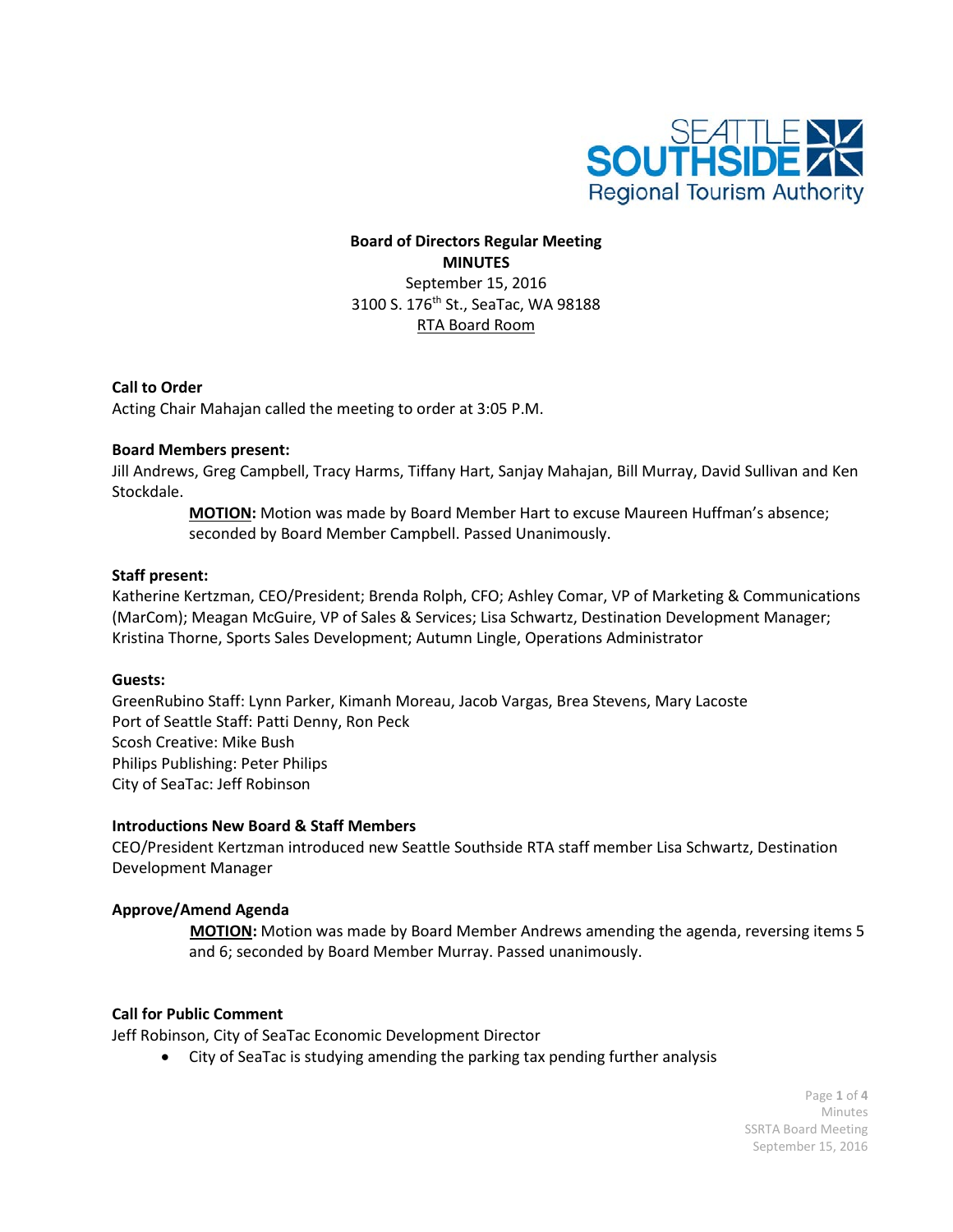**Board of Directors Regular Meeting**
**MINUTES**
September 15, 2016
3100 S. 176th St., SeaTac, WA 98188
RTA Board Room

**Call to Order**
Acting Chair Mahajan called the meeting to order at 3:05 P.M.

**Board Members present:**
Jill Andrews, Greg Campbell, Tracy Harms, Tiffany Hart, Sanjay Mahajan, Bill Murray, David Sullivan and Ken Stockdale.

> **MOTION:** Motion was made by Board Member Hart to excuse Maureen Huffman's absence; seconded by Board Member Campbell. Passed Unanimously.

**Staff present:**
Katherine Kertzman, CEO/President; Brenda Rolph, CFO; Ashley Comar, VP of Marketing & Communications (MarCom); Meagan McGuire, VP of Sales & Services; Lisa Schwartz, Destination Development Manager; Kristina Thorne, Sports Sales Development; Autumn Lingle, Operations Administrator

**Guests:**
GreenRubino Staff: Lynn Parker, Kimanh Moreau, Jacob Vargas, Brea Stevens, Mary Lacoste
Port of Seattle Staff: Patti Denny, Ron Peck
Scosh Creative: Mike Bush
Philips Publishing: Peter Philips
City of SeaTac: Jeff Robinson

**Introductions New Board & Staff Members**
CEO/President Kertzman introduced new Seattle Southside RTA staff member Lisa Schwartz, Destination Development Manager

**Approve/Amend Agenda**

> **MOTION:** Motion was made by Board Member Andrews amending the agenda, reversing items 5 and 6; seconded by Board Member Murray. Passed unanimously.

**Call for Public Comment**
Jeff Robinson, City of SeaTac Economic Development Director

- City of SeaTac is studying amending the parking tax pending further analysis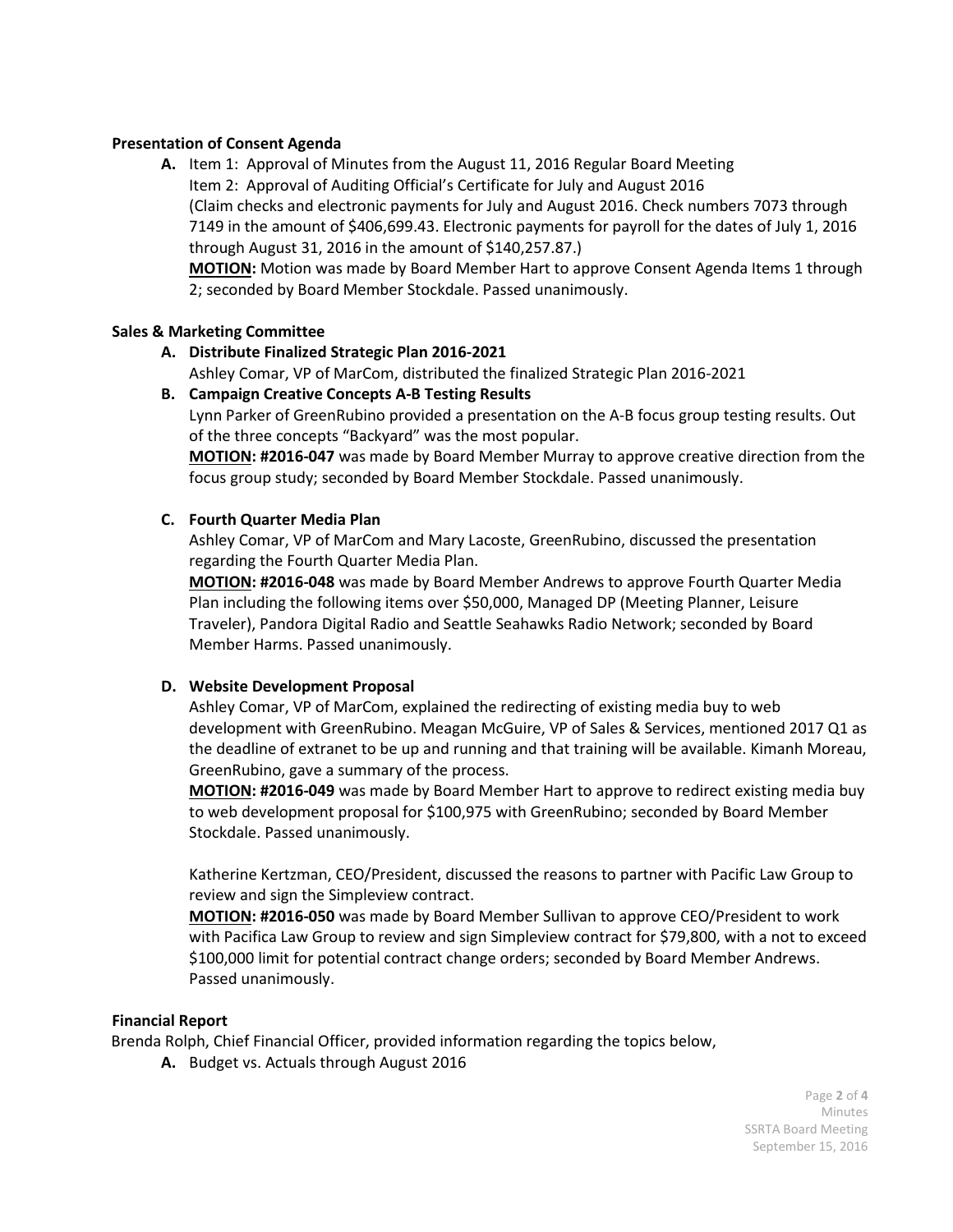**Presentation of Consent Agenda**

**A.** Item 1: Approval of Minutes from the August 11, 2016 Regular Board Meeting
Item 2: Approval of Auditing Official's Certificate for July and August 2016
(Claim checks and electronic payments for July and August 2016. Check numbers 7073 through 7149 in the amount of $406,699.43. Electronic payments for payroll for the dates of July 1, 2016 through August 31, 2016 in the amount of $140,257.87.)
**MOTION:** Motion was made by Board Member Hart to approve Consent Agenda Items 1 through 2; seconded by Board Member Stockdale. Passed unanimously.

**Sales & Marketing Committee**

**A. Distribute Finalized Strategic Plan 2016-2021**
Ashley Comar, VP of MarCom, distributed the finalized Strategic Plan 2016-2021

**B. Campaign Creative Concepts A-B Testing Results**
Lynn Parker of GreenRubino provided a presentation on the A-B focus group testing results. Out of the three concepts "Backyard" was the most popular.
**MOTION: #2016-047** was made by Board Member Murray to approve creative direction from the focus group study; seconded by Board Member Stockdale. Passed unanimously.

**C. Fourth Quarter Media Plan**
Ashley Comar, VP of MarCom and Mary Lacoste, GreenRubino, discussed the presentation regarding the Fourth Quarter Media Plan.
**MOTION: #2016-048** was made by Board Member Andrews to approve Fourth Quarter Media Plan including the following items over $50,000, Managed DP (Meeting Planner, Leisure Traveler), Pandora Digital Radio and Seattle Seahawks Radio Network; seconded by Board Member Harms. Passed unanimously.

**D. Website Development Proposal**
Ashley Comar, VP of MarCom, explained the redirecting of existing media buy to web development with GreenRubino. Meagan McGuire, VP of Sales & Services, mentioned 2017 Q1 as the deadline of extranet to be up and running and that training will be available. Kimanh Moreau, GreenRubino, gave a summary of the process.
**MOTION: #2016-049** was made by Board Member Hart to approve to redirect existing media buy to web development proposal for $100,975 with GreenRubino; seconded by Board Member Stockdale. Passed unanimously.

Katherine Kertzman, CEO/President, discussed the reasons to partner with Pacific Law Group to review and sign the Simpleview contract.
**MOTION: #2016-050** was made by Board Member Sullivan to approve CEO/President to work with Pacifica Law Group to review and sign Simpleview contract for $79,800, with a not to exceed $100,000 limit for potential contract change orders; seconded by Board Member Andrews. Passed unanimously.

**Financial Report**

Brenda Rolph, Chief Financial Officer, provided information regarding the topics below,

**A.** Budget vs. Actuals through August 2016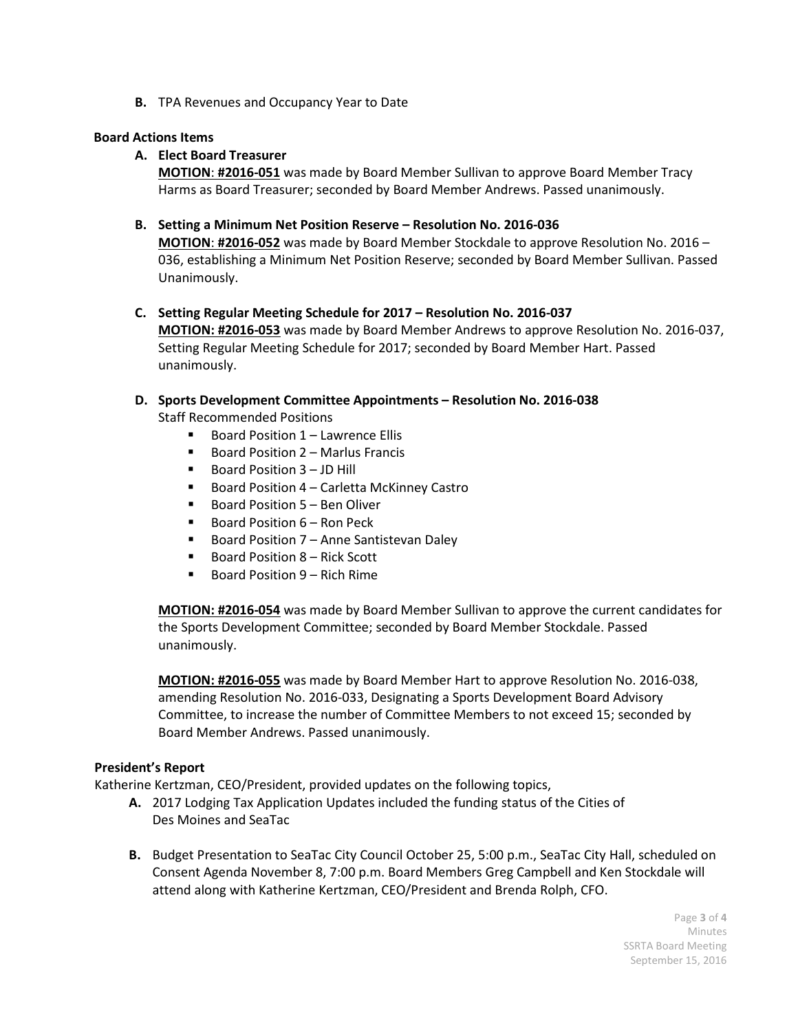**B.** TPA Revenues and Occupancy Year to Date

**Board Actions Items**

**A. Elect Board Treasurer**

**MOTION**: **#2016-051** was made by Board Member Sullivan to approve Board Member Tracy Harms as Board Treasurer; seconded by Board Member Andrews. Passed unanimously.

**B. Setting a Minimum Net Position Reserve – Resolution No. 2016-036**

**MOTION**: **#2016-052** was made by Board Member Stockdale to approve Resolution No. 2016 – 036, establishing a Minimum Net Position Reserve; seconded by Board Member Sullivan. Passed Unanimously.

**C. Setting Regular Meeting Schedule for 2017 – Resolution No. 2016-037**

**MOTION: #2016-053** was made by Board Member Andrews to approve Resolution No. 2016-037, Setting Regular Meeting Schedule for 2017; seconded by Board Member Hart. Passed unanimously.

**D. Sports Development Committee Appointments – Resolution No. 2016-038**

Staff Recommended Positions

- Board Position 1 – Lawrence Ellis
- Board Position 2 – Marlus Francis
- Board Position 3 – JD Hill
- Board Position 4 – Carletta McKinney Castro
- Board Position 5 – Ben Oliver
- Board Position 6 – Ron Peck
- Board Position 7 – Anne Santistevan Daley
- Board Position 8 – Rick Scott
- Board Position 9 – Rich Rime

**MOTION: #2016-054** was made by Board Member Sullivan to approve the current candidates for the Sports Development Committee; seconded by Board Member Stockdale. Passed unanimously.

**MOTION: #2016-055** was made by Board Member Hart to approve Resolution No. 2016-038, amending Resolution No. 2016-033, Designating a Sports Development Board Advisory Committee, to increase the number of Committee Members to not exceed 15; seconded by Board Member Andrews. Passed unanimously.

**President's Report**

Katherine Kertzman, CEO/President, provided updates on the following topics,

**A.** 2017 Lodging Tax Application Updates included the funding status of the Cities of Des Moines and SeaTac

**B.** Budget Presentation to SeaTac City Council October 25, 5:00 p.m., SeaTac City Hall, scheduled on Consent Agenda November 8, 7:00 p.m. Board Members Greg Campbell and Ken Stockdale will attend along with Katherine Kertzman, CEO/President and Brenda Rolph, CFO.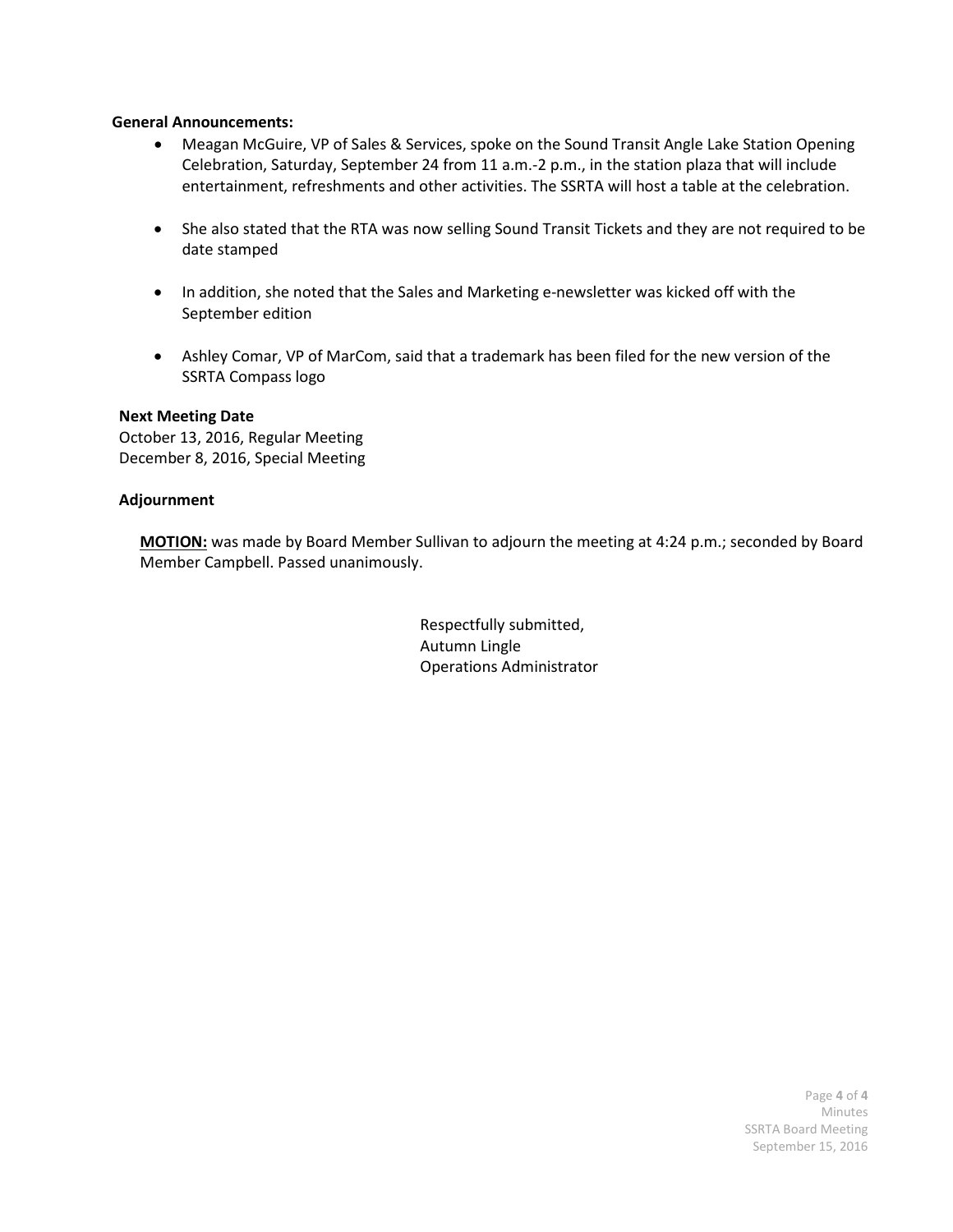**General Announcements:**

- Meagan McGuire, VP of Sales & Services, spoke on the Sound Transit Angle Lake Station Opening Celebration, Saturday, September 24 from 11 a.m.-2 p.m., in the station plaza that will include entertainment, refreshments and other activities. The SSRTA will host a table at the celebration.

- She also stated that the RTA was now selling Sound Transit Tickets and they are not required to be date stamped

- In addition, she noted that the Sales and Marketing e-newsletter was kicked off with the September edition

- Ashley Comar, VP of MarCom, said that a trademark has been filed for the new version of the SSRTA Compass logo

**Next Meeting Date**

October 13, 2016, Regular Meeting
December 8, 2016, Special Meeting

**Adjournment**

**MOTION:** was made by Board Member Sullivan to adjourn the meeting at 4:24 p.m.; seconded by Board Member Campbell. Passed unanimously.

Respectfully submitted,
Autumn Lingle
Operations Administrator